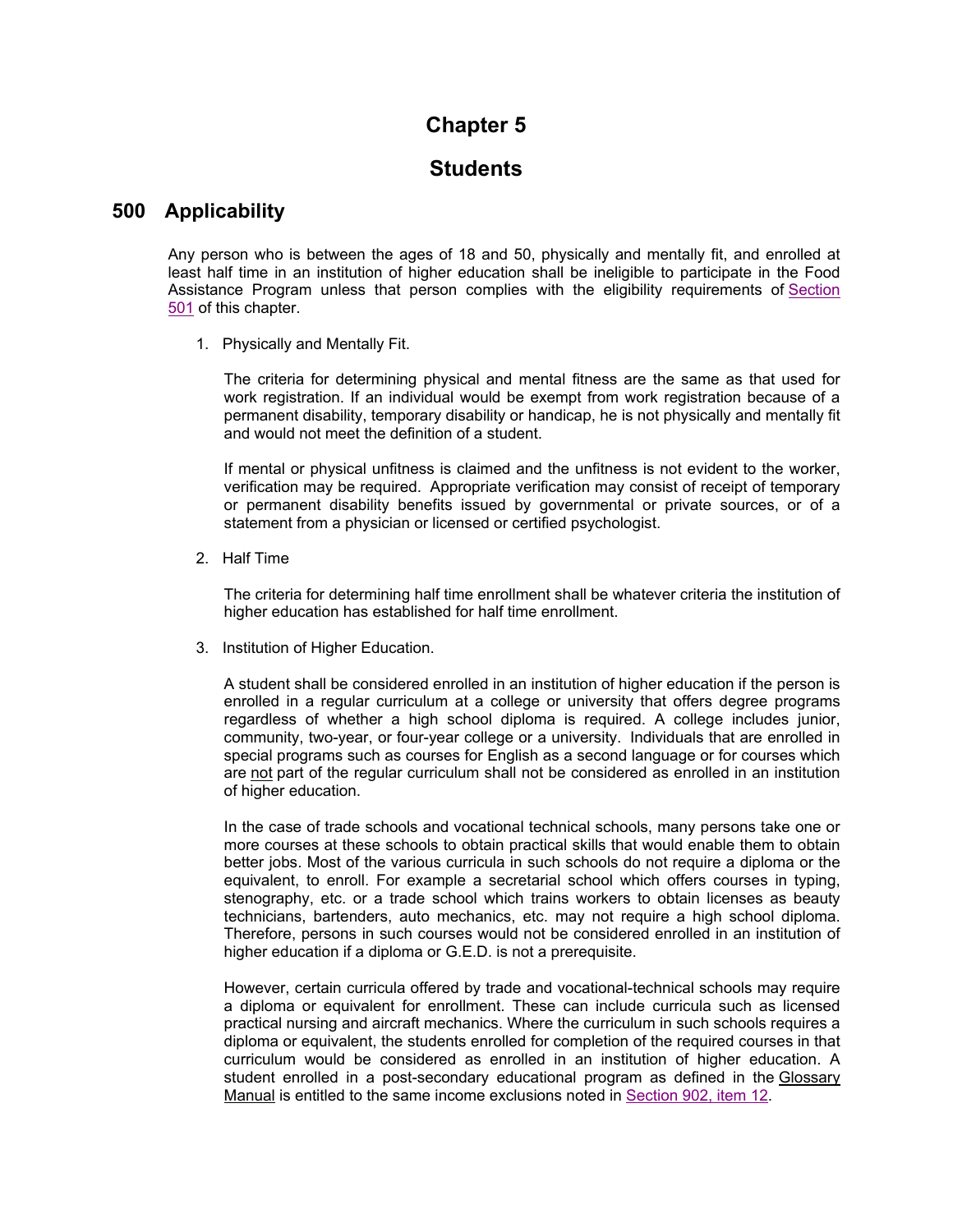# Chapter 5

# Students

## 500 Applicability

Any person who is between the ages of 18 and 50, physically and mentally fit, and enrolled at least half time in an institution of higher education shall be ineligible to participate in the Food Assistance Program unless that person complies with the eligibility requirements of Section 501 of this chapter.

1. Physically and Mentally Fit.

   The criteria for determining physical and mental fitness are the same as that used for work registration. If an individual would be exempt from work registration because of a permanent disability, temporary disability or handicap, he is not physically and mentally fit and would not meet the definition of a student.

   If mental or physical unfitness is claimed and the unfitness is not evident to the worker, verification may be required. Appropriate verification may consist of receipt of temporary or permanent disability benefits issued by governmental or private sources, or of a statement from a physician or licensed or certified psychologist.

2. Half Time

   The criteria for determining half time enrollment shall be whatever criteria the institution of higher education has established for half time enrollment.

3. Institution of Higher Education.

   A student shall be considered enrolled in an institution of higher education if the person is enrolled in a regular curriculum at a college or university that offers degree programs regardless of whether a high school diploma is required. A college includes junior, community, two-year, or four-year college or a university. Individuals that are enrolled in special programs such as courses for English as a second language or for courses which are not part of the regular curriculum shall not be considered as enrolled in an institution of higher education.

   In the case of trade schools and vocational technical schools, many persons take one or more courses at these schools to obtain practical skills that would enable them to obtain better jobs. Most of the various curricula in such schools do not require a diploma or the equivalent, to enroll. For example a secretarial school which offers courses in typing, stenography, etc. or a trade school which trains workers to obtain licenses as beauty technicians, bartenders, auto mechanics, etc. may not require a high school diploma. Therefore, persons in such courses would not be considered enrolled in an institution of higher education if a diploma or G.E.D. is not a prerequisite.

   However, certain curricula offered by trade and vocational-technical schools may require a diploma or equivalent for enrollment. These can include curricula such as licensed practical nursing and aircraft mechanics. Where the curriculum in such schools requires a diploma or equivalent, the students enrolled for completion of the required courses in that curriculum would be considered as enrolled in an institution of higher education. A student enrolled in a post-secondary educational program as defined in the Glossary Manual is entitled to the same income exclusions noted in Section 902, item 12.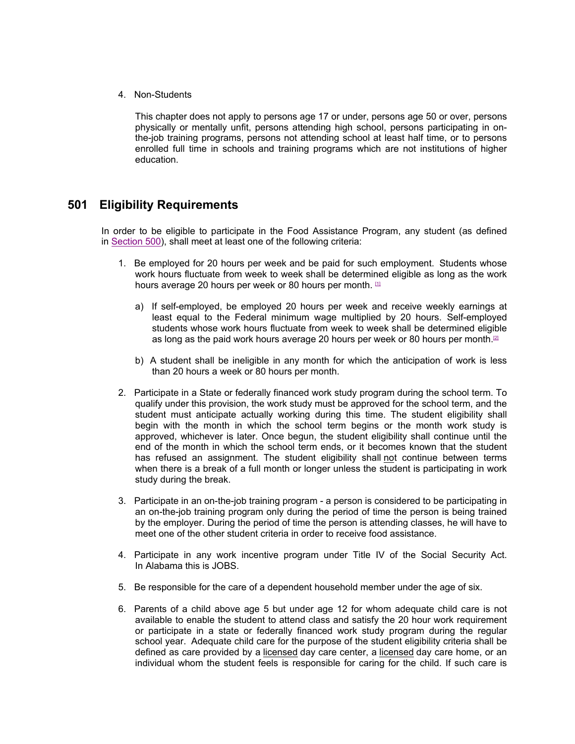4. Non-Students

   This chapter does not apply to persons age 17 or under, persons age 50 or over, persons physically or mentally unfit, persons attending high school, persons participating in on-the-job training programs, persons not attending school at least half time, or to persons enrolled full time in schools and training programs which are not institutions of higher education.

## 501 Eligibility Requirements

In order to be eligible to participate in the Food Assistance Program, any student (as defined in Section 500), shall meet at least one of the following criteria:

1. Be employed for 20 hours per week and be paid for such employment. Students whose work hours fluctuate from week to week shall be determined eligible as long as the work hours average 20 hours per week or 80 hours per month. [1]

   a) If self-employed, be employed 20 hours per week and receive weekly earnings at least equal to the Federal minimum wage multiplied by 20 hours. Self-employed students whose work hours fluctuate from week to week shall be determined eligible as long as the paid work hours average 20 hours per week or 80 hours per month.[2]

   b) A student shall be ineligible in any month for which the anticipation of work is less than 20 hours a week or 80 hours per month.

2. Participate in a State or federally financed work study program during the school term. To qualify under this provision, the work study must be approved for the school term, and the student must anticipate actually working during this time. The student eligibility shall begin with the month in which the school term begins or the month work study is approved, whichever is later. Once begun, the student eligibility shall continue until the end of the month in which the school term ends, or it becomes known that the student has refused an assignment. The student eligibility shall not continue between terms when there is a break of a full month or longer unless the student is participating in work study during the break.

3. Participate in an on-the-job training program - a person is considered to be participating in an on-the-job training program only during the period of time the person is being trained by the employer. During the period of time the person is attending classes, he will have to meet one of the other student criteria in order to receive food assistance.

4. Participate in any work incentive program under Title IV of the Social Security Act. In Alabama this is JOBS.

5. Be responsible for the care of a dependent household member under the age of six.

6. Parents of a child above age 5 but under age 12 for whom adequate child care is not available to enable the student to attend class and satisfy the 20 hour work requirement or participate in a state or federally financed work study program during the regular school year. Adequate child care for the purpose of the student eligibility criteria shall be defined as care provided by a licensed day care center, a licensed day care home, or an individual whom the student feels is responsible for caring for the child. If such care is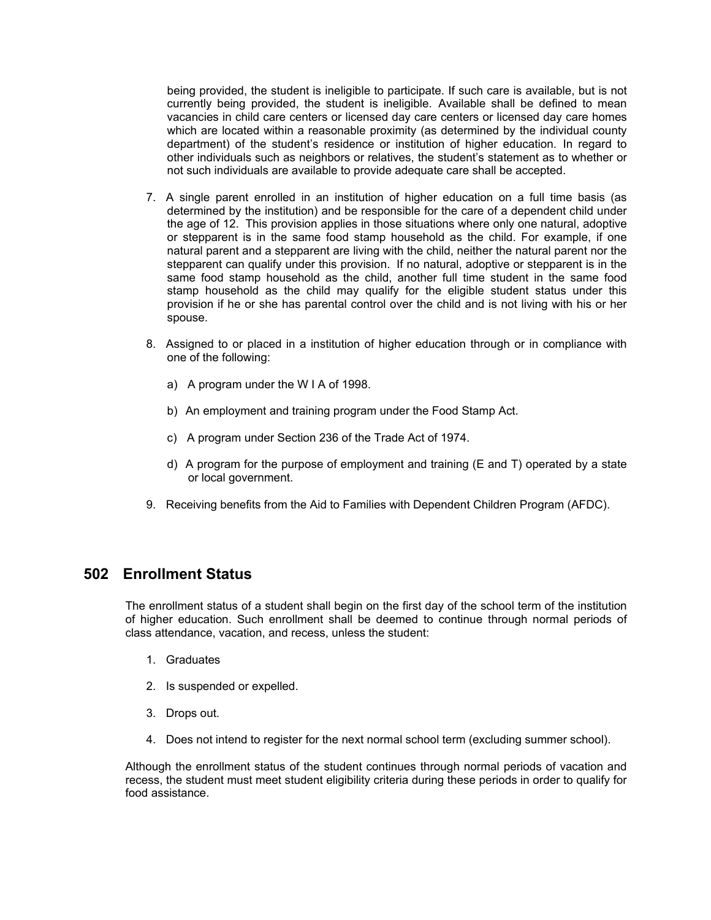being provided, the student is ineligible to participate. If such care is available, but is not currently being provided, the student is ineligible. Available shall be defined to mean vacancies in child care centers or licensed day care centers or licensed day care homes which are located within a reasonable proximity (as determined by the individual county department) of the student's residence or institution of higher education. In regard to other individuals such as neighbors or relatives, the student's statement as to whether or not such individuals are available to provide adequate care shall be accepted.

7. A single parent enrolled in an institution of higher education on a full time basis (as determined by the institution) and be responsible for the care of a dependent child under the age of 12. This provision applies in those situations where only one natural, adoptive or stepparent is in the same food stamp household as the child. For example, if one natural parent and a stepparent are living with the child, neither the natural parent nor the stepparent can qualify under this provision. If no natural, adoptive or stepparent is in the same food stamp household as the child, another full time student in the same food stamp household as the child may qualify for the eligible student status under this provision if he or she has parental control over the child and is not living with his or her spouse.

8. Assigned to or placed in a institution of higher education through or in compliance with one of the following:

   a) A program under the W I A of 1998.

   b) An employment and training program under the Food Stamp Act.

   c) A program under Section 236 of the Trade Act of 1974.

   d) A program for the purpose of employment and training (E and T) operated by a state or local government.

9. Receiving benefits from the Aid to Families with Dependent Children Program (AFDC).

## 502 Enrollment Status

The enrollment status of a student shall begin on the first day of the school term of the institution of higher education. Such enrollment shall be deemed to continue through normal periods of class attendance, vacation, and recess, unless the student:

1. Graduates
2. Is suspended or expelled.
3. Drops out.
4. Does not intend to register for the next normal school term (excluding summer school).

Although the enrollment status of the student continues through normal periods of vacation and recess, the student must meet student eligibility criteria during these periods in order to qualify for food assistance.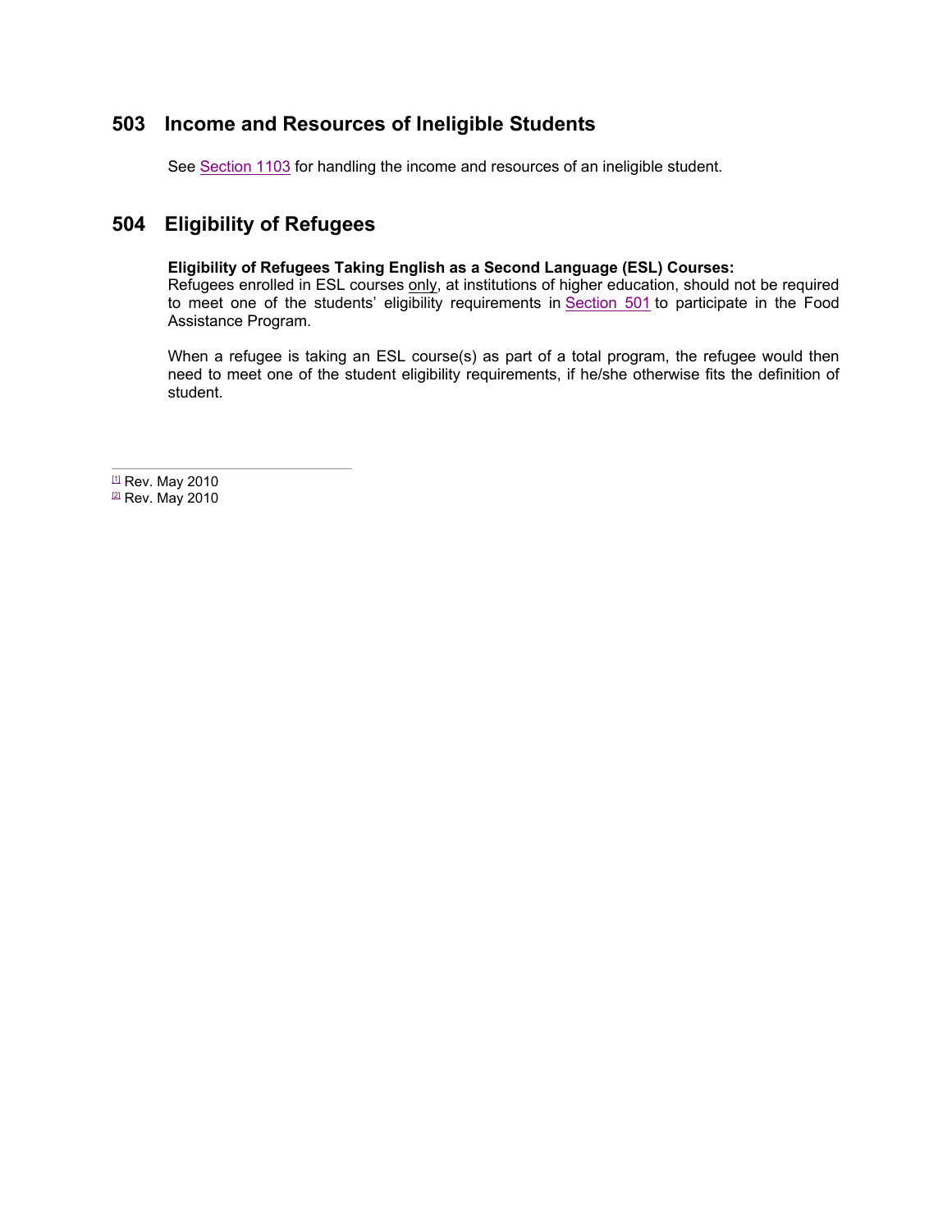## 503 Income and Resources of Ineligible Students

See Section 1103 for handling the income and resources of an ineligible student.

## 504 Eligibility of Refugees

**Eligibility of Refugees Taking English as a Second Language (ESL) Courses:**
Refugees enrolled in ESL courses only, at institutions of higher education, should not be required to meet one of the students' eligibility requirements in Section 501 to participate in the Food Assistance Program.

When a refugee is taking an ESL course(s) as part of a total program, the refugee would then need to meet one of the student eligibility requirements, if he/she otherwise fits the definition of student.

---

[1] Rev. May 2010
[2] Rev. May 2010